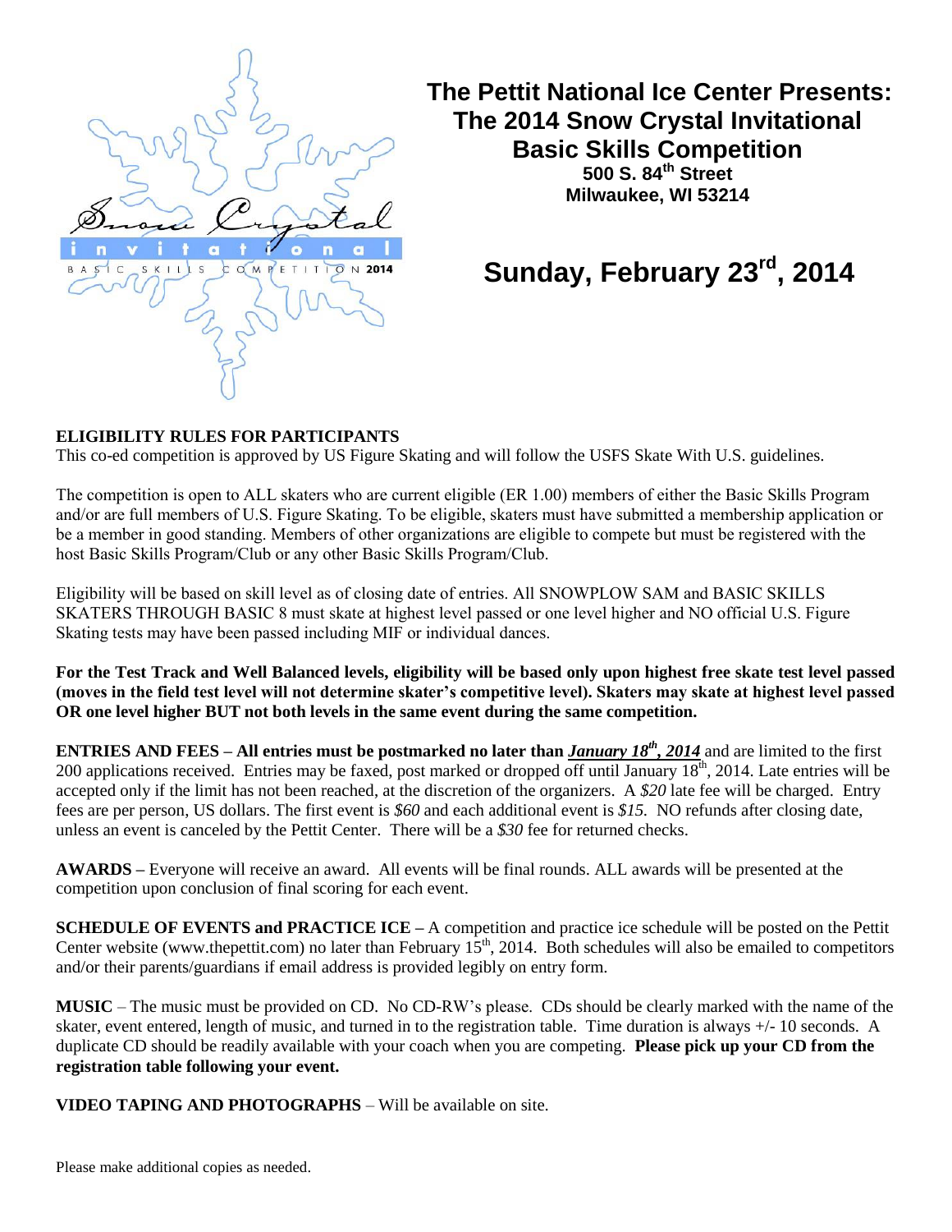# The Pettit National Ice Center Presents:
# The 2014 Snow Crystal Invitational Basic Skills Competition

**500 S. 84th Street**
**Milwaukee, WI 53214**

## Sunday, February 23rd, 2014

**ELIGIBILITY RULES FOR PARTICIPANTS**

This co-ed competition is approved by US Figure Skating and will follow the USFS Skate With U.S. guidelines.

The competition is open to ALL skaters who are current eligible (ER 1.00) members of either the Basic Skills Program and/or are full members of U.S. Figure Skating. To be eligible, skaters must have submitted a membership application or be a member in good standing. Members of other organizations are eligible to compete but must be registered with the host Basic Skills Program/Club or any other Basic Skills Program/Club.

Eligibility will be based on skill level as of closing date of entries. All SNOWPLOW SAM and BASIC SKILLS SKATERS THROUGH BASIC 8 must skate at highest level passed or one level higher and NO official U.S. Figure Skating tests may have been passed including MIF or individual dances.

**For the Test Track and Well Balanced levels, eligibility will be based only upon highest free skate test level passed (moves in the field test level will not determine skater's competitive level). Skaters may skate at highest level passed OR one level higher BUT not both levels in the same event during the same competition.**

**ENTRIES AND FEES – All entries must be postmarked no later than *January 18th, 2014*** and are limited to the first 200 applications received. Entries may be faxed, post marked or dropped off until January 18th, 2014. Late entries will be accepted only if the limit has not been reached, at the discretion of the organizers. A *$20* late fee will be charged. Entry fees are per person, US dollars. The first event is *$60* and each additional event is *$15*. NO refunds after closing date, unless an event is canceled by the Pettit Center. There will be a *$30* fee for returned checks.

**AWARDS –** Everyone will receive an award. All events will be final rounds. ALL awards will be presented at the competition upon conclusion of final scoring for each event.

**SCHEDULE OF EVENTS and PRACTICE ICE –** A competition and practice ice schedule will be posted on the Pettit Center website (www.thepettit.com) no later than February 15th, 2014. Both schedules will also be emailed to competitors and/or their parents/guardians if email address is provided legibly on entry form.

**MUSIC** – The music must be provided on CD. No CD-RW's please. CDs should be clearly marked with the name of the skater, event entered, length of music, and turned in to the registration table. Time duration is always +/- 10 seconds. A duplicate CD should be readily available with your coach when you are competing. **Please pick up your CD from the registration table following your event.**

**VIDEO TAPING AND PHOTOGRAPHS** – Will be available on site.

Please make additional copies as needed.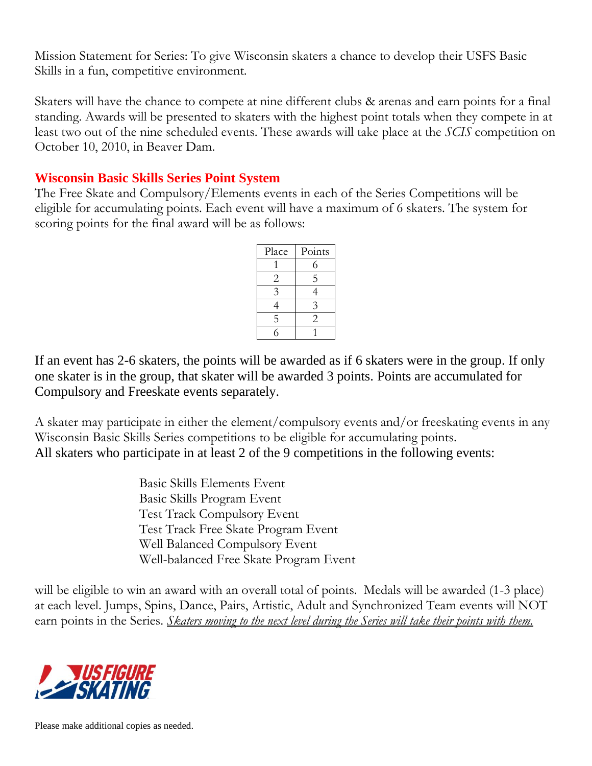Mission Statement for Series: To give Wisconsin skaters a chance to develop their USFS Basic Skills in a fun, competitive environment.

Skaters will have the chance to compete at nine different clubs & arenas and earn points for a final standing. Awards will be presented to skaters with the highest point totals when they compete in at least two out of the nine scheduled events. These awards will take place at the *SCIS* competition on October 10, 2010, in Beaver Dam.

## Wisconsin Basic Skills Series Point System

The Free Skate and Compulsory/Elements events in each of the Series Competitions will be eligible for accumulating points. Each event will have a maximum of 6 skaters. The system for scoring points for the final award will be as follows:

| Place | Points |
|---|---|
| 1 | 6 |
| 2 | 5 |
| 3 | 4 |
| 4 | 3 |
| 5 | 2 |
| 6 | 1 |

If an event has 2-6 skaters, the points will be awarded as if 6 skaters were in the group. If only one skater is in the group, that skater will be awarded 3 points. Points are accumulated for Compulsory and Freeskate events separately.

A skater may participate in either the element/compulsory events and/or freeskating events in any Wisconsin Basic Skills Series competitions to be eligible for accumulating points.
All skaters who participate in at least 2 of the 9 competitions in the following events:

Basic Skills Elements Event
Basic Skills Program Event
Test Track Compulsory Event
Test Track Free Skate Program Event
Well Balanced Compulsory Event
Well-balanced Free Skate Program Event

will be eligible to win an award with an overall total of points. Medals will be awarded (1-3 place) at each level. Jumps, Spins, Dance, Pairs, Artistic, Adult and Synchronized Team events will NOT earn points in the Series. *Skaters moving to the next level during the Series will take their points with them.*

Please make additional copies as needed.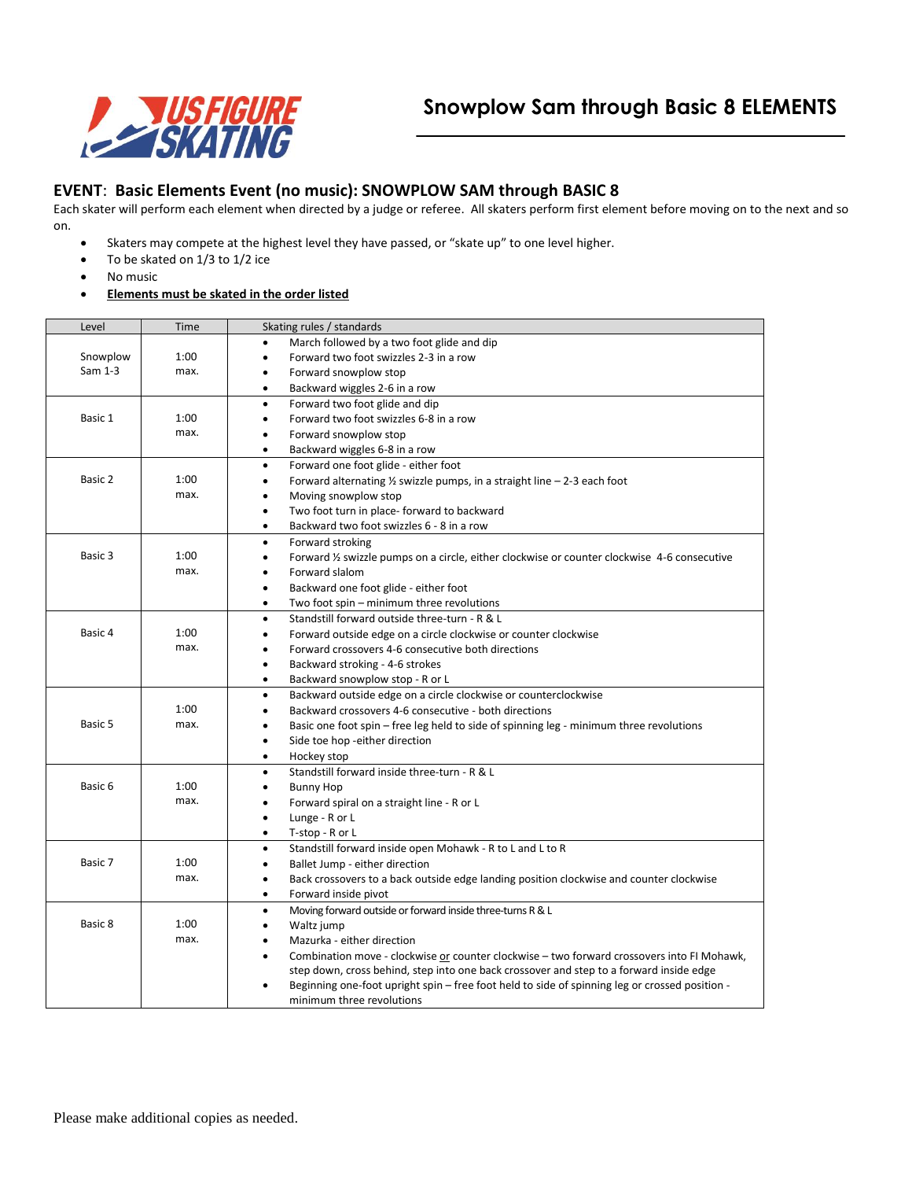# Snowplow Sam through Basic 8 ELEMENTS

## EVENT: Basic Elements Event (no music): SNOWPLOW SAM through BASIC 8

Each skater will perform each element when directed by a judge or referee. All skaters perform first element before moving on to the next and so on.

- Skaters may compete at the highest level they have passed, or "skate up" to one level higher.
- To be skated on 1/3 to 1/2 ice
- No music
- **Elements must be skated in the order listed**

| Level | Time | Skating rules / standards |
|---|---|---|
| Snowplow Sam 1-3 | 1:00 max. | • March followed by a two foot glide and dip<br>• Forward two foot swizzles 2-3 in a row<br>• Forward snowplow stop<br>• Backward wiggles 2-6 in a row |
| Basic 1 | 1:00 max. | • Forward two foot glide and dip<br>• Forward two foot swizzles 6-8 in a row<br>• Forward snowplow stop<br>• Backward wiggles 6-8 in a row |
| Basic 2 | 1:00 max. | • Forward one foot glide - either foot<br>• Forward alternating ½ swizzle pumps, in a straight line – 2-3 each foot<br>• Moving snowplow stop<br>• Two foot turn in place- forward to backward<br>• Backward two foot swizzles 6 - 8 in a row |
| Basic 3 | 1:00 max. | • Forward stroking<br>• Forward ½ swizzle pumps on a circle, either clockwise or counter clockwise 4-6 consecutive<br>• Forward slalom<br>• Backward one foot glide - either foot<br>• Two foot spin – minimum three revolutions |
| Basic 4 | 1:00 max. | • Standstill forward outside three-turn - R & L<br>• Forward outside edge on a circle clockwise or counter clockwise<br>• Forward crossovers 4-6 consecutive both directions<br>• Backward stroking - 4-6 strokes<br>• Backward snowplow stop - R or L |
| Basic 5 | 1:00 max. | • Backward outside edge on a circle clockwise or counterclockwise<br>• Backward crossovers 4-6 consecutive - both directions<br>• Basic one foot spin – free leg held to side of spinning leg - minimum three revolutions<br>• Side toe hop -either direction<br>• Hockey stop |
| Basic 6 | 1:00 max. | • Standstill forward inside three-turn - R & L<br>• Bunny Hop<br>• Forward spiral on a straight line - R or L<br>• Lunge - R or L<br>• T-stop - R or L |
| Basic 7 | 1:00 max. | • Standstill forward inside open Mohawk - R to L and L to R<br>• Ballet Jump - either direction<br>• Back crossovers to a back outside edge landing position clockwise and counter clockwise<br>• Forward inside pivot |
| Basic 8 | 1:00 max. | • Moving forward outside or forward inside three-turns R & L<br>• Waltz jump<br>• Mazurka - either direction<br>• Combination move - clockwise <u>or</u> counter clockwise – two forward crossovers into FI Mohawk, step down, cross behind, step into one back crossover and step to a forward inside edge<br>• Beginning one-foot upright spin – free foot held to side of spinning leg or crossed position - minimum three revolutions |

Please make additional copies as needed.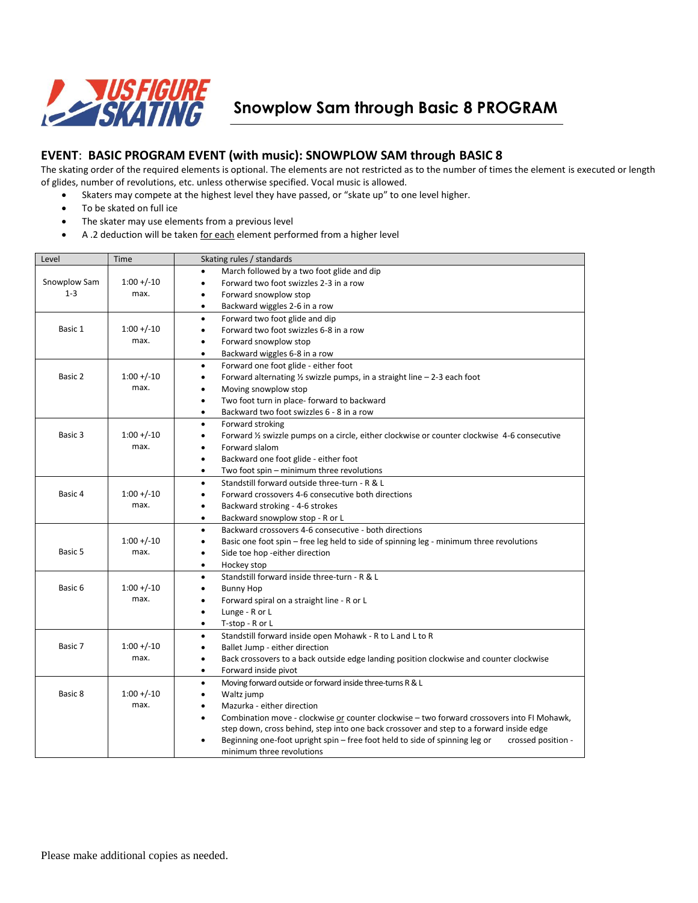# Snowplow Sam through Basic 8 PROGRAM

## EVENT: BASIC PROGRAM EVENT (with music): SNOWPLOW SAM through BASIC 8

The skating order of the required elements is optional. The elements are not restricted as to the number of times the element is executed or length of glides, number of revolutions, etc. unless otherwise specified. Vocal music is allowed.

- Skaters may compete at the highest level they have passed, or "skate up" to one level higher.
- To be skated on full ice
- The skater may use elements from a previous level
- A .2 deduction will be taken <u>for each</u> element performed from a higher level

| Level | Time | Skating rules / standards |
|---|---|---|
| Snowplow Sam 1-3 | 1:00 +/-10 max. | • March followed by a two foot glide and dip<br>• Forward two foot swizzles 2-3 in a row<br>• Forward snowplow stop<br>• Backward wiggles 2-6 in a row |
| Basic 1 | 1:00 +/-10 max. | • Forward two foot glide and dip<br>• Forward two foot swizzles 6-8 in a row<br>• Forward snowplow stop<br>• Backward wiggles 6-8 in a row |
| Basic 2 | 1:00 +/-10 max. | • Forward one foot glide - either foot<br>• Forward alternating ½ swizzle pumps, in a straight line – 2-3 each foot<br>• Moving snowplow stop<br>• Two foot turn in place- forward to backward<br>• Backward two foot swizzles 6 - 8 in a row |
| Basic 3 | 1:00 +/-10 max. | • Forward stroking<br>• Forward ½ swizzle pumps on a circle, either clockwise or counter clockwise 4-6 consecutive<br>• Forward slalom<br>• Backward one foot glide - either foot<br>• Two foot spin – minimum three revolutions |
| Basic 4 | 1:00 +/-10 max. | • Standstill forward outside three-turn - R & L<br>• Forward crossovers 4-6 consecutive both directions<br>• Backward stroking - 4-6 strokes<br>• Backward snowplow stop - R or L |
| Basic 5 | 1:00 +/-10 max. | • Backward crossovers 4-6 consecutive - both directions<br>• Basic one foot spin – free leg held to side of spinning leg - minimum three revolutions<br>• Side toe hop -either direction<br>• Hockey stop |
| Basic 6 | 1:00 +/-10 max. | • Standstill forward inside three-turn - R & L<br>• Bunny Hop<br>• Forward spiral on a straight line - R or L<br>• Lunge - R or L<br>• T-stop - R or L |
| Basic 7 | 1:00 +/-10 max. | • Standstill forward inside open Mohawk - R to L and L to R<br>• Ballet Jump - either direction<br>• Back crossovers to a back outside edge landing position clockwise and counter clockwise<br>• Forward inside pivot |
| Basic 8 | 1:00 +/-10 max. | • Moving forward outside or forward inside three-turns R & L<br>• Waltz jump<br>• Mazurka - either direction<br>• Combination move - clockwise <u>or</u> counter clockwise – two forward crossovers into FI Mohawk, step down, cross behind, step into one back crossover and step to a forward inside edge<br>• Beginning one-foot upright spin – free foot held to side of spinning leg or crossed position - minimum three revolutions |

Please make additional copies as needed.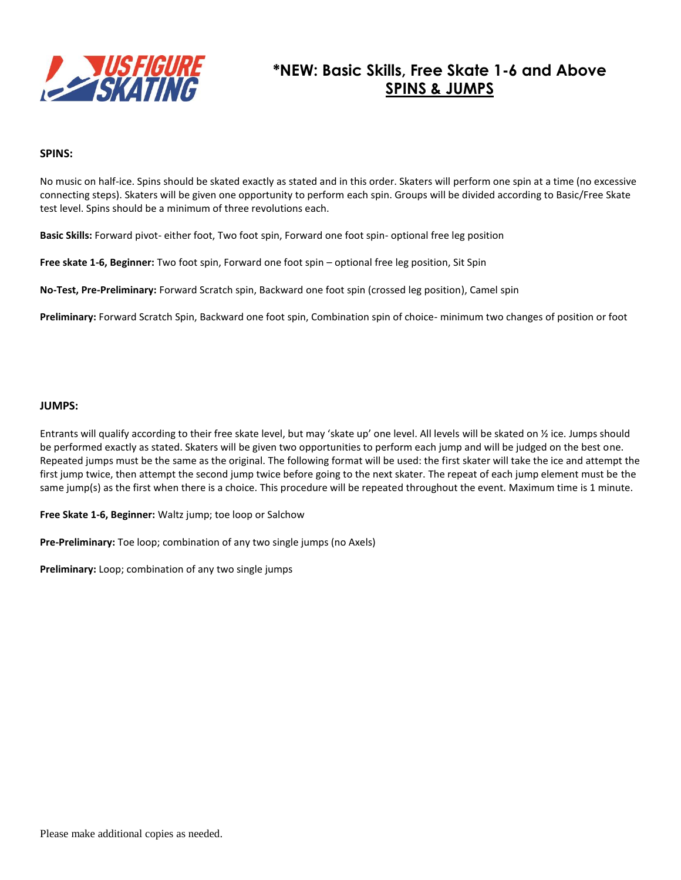# *NEW: Basic Skills, Free Skate 1-6 and Above

## SPINS & JUMPS

**SPINS:**

No music on half-ice. Spins should be skated exactly as stated and in this order. Skaters will perform one spin at a time (no excessive connecting steps). Skaters will be given one opportunity to perform each spin. Groups will be divided according to Basic/Free Skate test level. Spins should be a minimum of three revolutions each.

**Basic Skills:** Forward pivot- either foot, Two foot spin, Forward one foot spin- optional free leg position

**Free skate 1-6, Beginner:** Two foot spin, Forward one foot spin – optional free leg position, Sit Spin

**No-Test, Pre-Preliminary:** Forward Scratch spin, Backward one foot spin (crossed leg position), Camel spin

**Preliminary:** Forward Scratch Spin, Backward one foot spin, Combination spin of choice- minimum two changes of position or foot

**JUMPS:**

Entrants will qualify according to their free skate level, but may 'skate up' one level. All levels will be skated on ½ ice. Jumps should be performed exactly as stated. Skaters will be given two opportunities to perform each jump and will be judged on the best one. Repeated jumps must be the same as the original. The following format will be used: the first skater will take the ice and attempt the first jump twice, then attempt the second jump twice before going to the next skater. The repeat of each jump element must be the same jump(s) as the first when there is a choice. This procedure will be repeated throughout the event. Maximum time is 1 minute.

**Free Skate 1-6, Beginner:** Waltz jump; toe loop or Salchow

**Pre-Preliminary:** Toe loop; combination of any two single jumps (no Axels)

**Preliminary:** Loop; combination of any two single jumps

Please make additional copies as needed.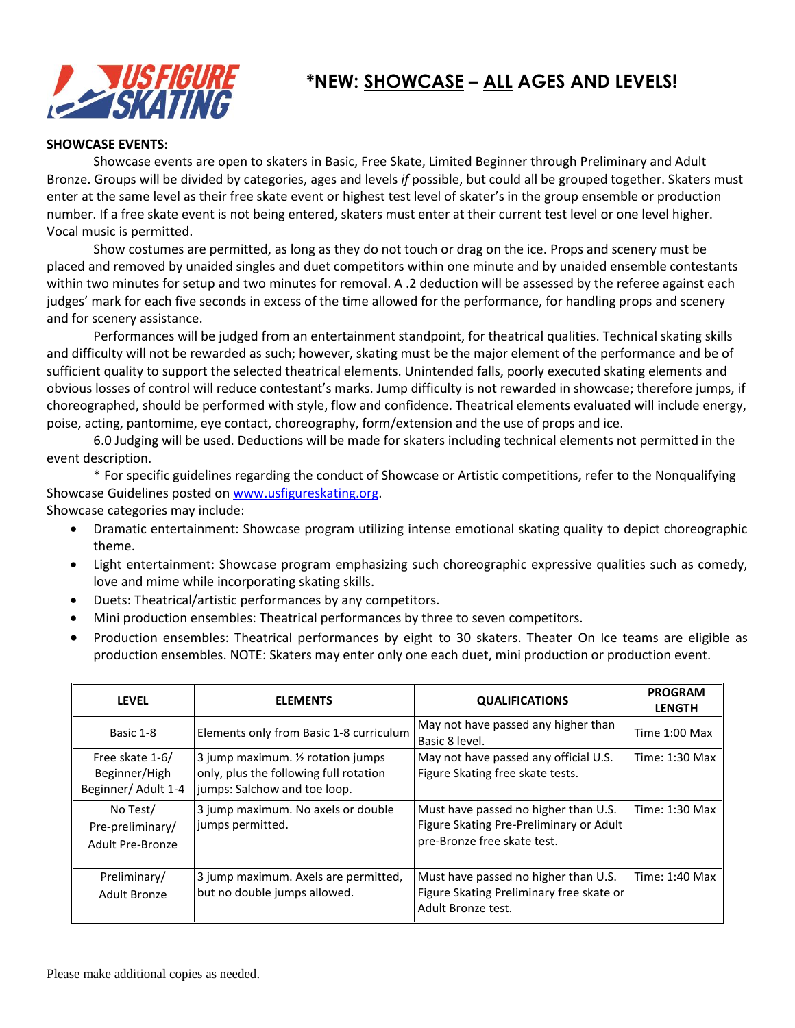# *NEW: <u>SHOWCASE</u> – <u>ALL</u> AGES AND LEVELS!

**SHOWCASE EVENTS:**

Showcase events are open to skaters in Basic, Free Skate, Limited Beginner through Preliminary and Adult Bronze. Groups will be divided by categories, ages and levels *if* possible, but could all be grouped together. Skaters must enter at the same level as their free skate event or highest test level of skater's in the group ensemble or production number. If a free skate event is not being entered, skaters must enter at their current test level or one level higher. Vocal music is permitted.

Show costumes are permitted, as long as they do not touch or drag on the ice. Props and scenery must be placed and removed by unaided singles and duet competitors within one minute and by unaided ensemble contestants within two minutes for setup and two minutes for removal. A .2 deduction will be assessed by the referee against each judges' mark for each five seconds in excess of the time allowed for the performance, for handling props and scenery and for scenery assistance.

Performances will be judged from an entertainment standpoint, for theatrical qualities. Technical skating skills and difficulty will not be rewarded as such; however, skating must be the major element of the performance and be of sufficient quality to support the selected theatrical elements. Unintended falls, poorly executed skating elements and obvious losses of control will reduce contestant's marks. Jump difficulty is not rewarded in showcase; therefore jumps, if choreographed, should be performed with style, flow and confidence. Theatrical elements evaluated will include energy, poise, acting, pantomime, eye contact, choreography, form/extension and the use of props and ice.

6.0 Judging will be used. Deductions will be made for skaters including technical elements not permitted in the event description.

* For specific guidelines regarding the conduct of Showcase or Artistic competitions, refer to the Nonqualifying Showcase Guidelines posted on [www.usfigureskating.org](http://www.usfigureskating.org).

Showcase categories may include:

- Dramatic entertainment: Showcase program utilizing intense emotional skating quality to depict choreographic theme.
- Light entertainment: Showcase program emphasizing such choreographic expressive qualities such as comedy, love and mime while incorporating skating skills.
- Duets: Theatrical/artistic performances by any competitors.
- Mini production ensembles: Theatrical performances by three to seven competitors.
- Production ensembles: Theatrical performances by eight to 30 skaters. Theater On Ice teams are eligible as production ensembles. NOTE: Skaters may enter only one each duet, mini production or production event.

| LEVEL | ELEMENTS | QUALIFICATIONS | PROGRAM LENGTH |
|---|---|---|---|
| Basic 1-8 | Elements only from Basic 1-8 curriculum | May not have passed any higher than Basic 8 level. | Time 1:00 Max |
| Free skate 1-6/ Beginner/High Beginner/ Adult 1-4 | 3 jump maximum. ½ rotation jumps only, plus the following full rotation jumps: Salchow and toe loop. | May not have passed any official U.S. Figure Skating free skate tests. | Time: 1:30 Max |
| No Test/ Pre-preliminary/ Adult Pre-Bronze | 3 jump maximum. No axels or double jumps permitted. | Must have passed no higher than U.S. Figure Skating Pre-Preliminary or Adult pre-Bronze free skate test. | Time: 1:30 Max |
| Preliminary/ Adult Bronze | 3 jump maximum. Axels are permitted, but no double jumps allowed. | Must have passed no higher than U.S. Figure Skating Preliminary free skate or Adult Bronze test. | Time: 1:40 Max |

Please make additional copies as needed.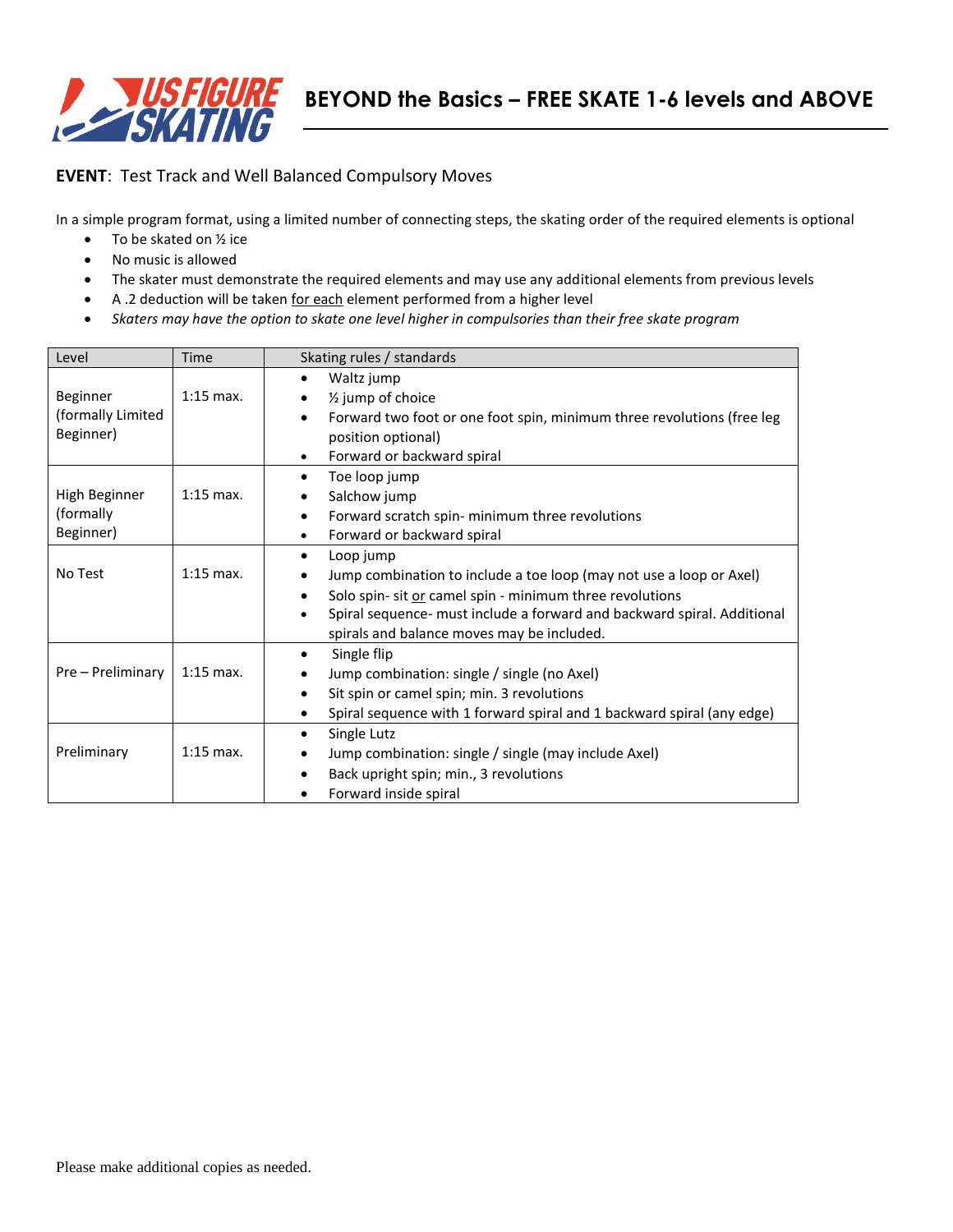# BEYOND the Basics – FREE SKATE 1-6 levels and ABOVE

**EVENT**: Test Track and Well Balanced Compulsory Moves

In a simple program format, using a limited number of connecting steps, the skating order of the required elements is optional

- To be skated on ½ ice
- No music is allowed
- The skater must demonstrate the required elements and may use any additional elements from previous levels
- A .2 deduction will be taken for each element performed from a higher level
- *Skaters may have the option to skate one level higher in compulsories than their free skate program*

| Level | Time | Skating rules / standards |
|---|---|---|
| Beginner (formally Limited Beginner) | 1:15 max. | • Waltz jump<br>• ½ jump of choice<br>• Forward two foot or one foot spin, minimum three revolutions (free leg position optional)<br>• Forward or backward spiral |
| High Beginner (formally Beginner) | 1:15 max. | • Toe loop jump<br>• Salchow jump<br>• Forward scratch spin- minimum three revolutions<br>• Forward or backward spiral |
| No Test | 1:15 max. | • Loop jump<br>• Jump combination to include a toe loop (may not use a loop or Axel)<br>• Solo spin- sit or camel spin - minimum three revolutions<br>• Spiral sequence- must include a forward and backward spiral. Additional spirals and balance moves may be included. |
| Pre – Preliminary | 1:15 max. | • Single flip<br>• Jump combination: single / single (no Axel)<br>• Sit spin or camel spin; min. 3 revolutions<br>• Spiral sequence with 1 forward spiral and 1 backward spiral (any edge) |
| Preliminary | 1:15 max. | • Single Lutz<br>• Jump combination: single / single (may include Axel)<br>• Back upright spin; min., 3 revolutions<br>• Forward inside spiral |

Please make additional copies as needed.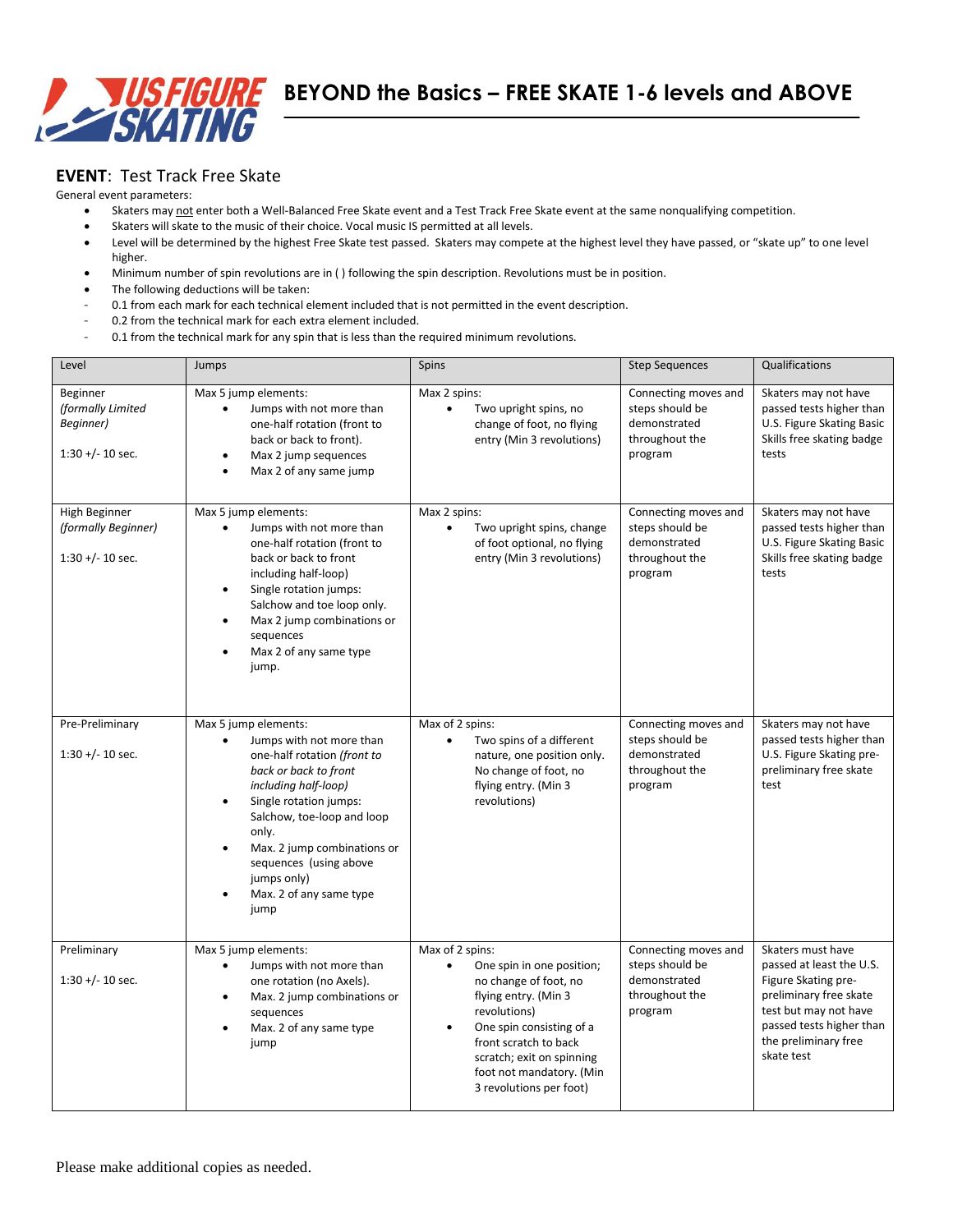# BEYOND the Basics – FREE SKATE 1-6 levels and ABOVE

## EVENT: Test Track Free Skate

General event parameters:

- Skaters may not enter both a Well-Balanced Free Skate event and a Test Track Free Skate event at the same nonqualifying competition.
- Skaters will skate to the music of their choice. Vocal music IS permitted at all levels.
- Level will be determined by the highest Free Skate test passed. Skaters may compete at the highest level they have passed, or "skate up" to one level higher.
- Minimum number of spin revolutions are in ( ) following the spin description. Revolutions must be in position.
- The following deductions will be taken:

- 0.1 from each mark for each technical element included that is not permitted in the event description.
- 0.2 from the technical mark for each extra element included.
- 0.1 from the technical mark for any spin that is less than the required minimum revolutions.

| Level | Jumps | Spins | Step Sequences | Qualifications |
|---|---|---|---|---|
| Beginner *(formally Limited Beginner)*<br><br>1:30 +/- 10 sec. | Max 5 jump elements:<br>• Jumps with not more than one-half rotation (front to back or back to front).<br>• Max 2 jump sequences<br>• Max 2 of any same jump | Max 2 spins:<br>• Two upright spins, no change of foot, no flying entry (Min 3 revolutions) | Connecting moves and steps should be demonstrated throughout the program | Skaters may not have passed tests higher than U.S. Figure Skating Basic Skills free skating badge tests |
| High Beginner *(formally Beginner)*<br><br>1:30 +/- 10 sec. | Max 5 jump elements:<br>• Jumps with not more than one-half rotation (front to back or back to front including half-loop)<br>• Single rotation jumps: Salchow and toe loop only.<br>• Max 2 jump combinations or sequences<br>• Max 2 of any same type jump. | Max 2 spins:<br>• Two upright spins, change of foot optional, no flying entry (Min 3 revolutions) | Connecting moves and steps should be demonstrated throughout the program | Skaters may not have passed tests higher than U.S. Figure Skating Basic Skills free skating badge tests |
| Pre-Preliminary<br><br>1:30 +/- 10 sec. | Max 5 jump elements:<br>• Jumps with not more than one-half rotation *(front to back or back to front including half-loop)*<br>• Single rotation jumps: Salchow, toe-loop and loop only.<br>• Max. 2 jump combinations or sequences (using above jumps only)<br>• Max. 2 of any same type jump | Max of 2 spins:<br>• Two spins of a different nature, one position only. No change of foot, no flying entry. (Min 3 revolutions) | Connecting moves and steps should be demonstrated throughout the program | Skaters may not have passed tests higher than U.S. Figure Skating pre-preliminary free skate test |
| Preliminary<br><br>1:30 +/- 10 sec. | Max 5 jump elements:<br>• Jumps with not more than one rotation (no Axels).<br>• Max. 2 jump combinations or sequences<br>• Max. 2 of any same type jump | Max of 2 spins:<br>• One spin in one position; no change of foot, no flying entry. (Min 3 revolutions)<br>• One spin consisting of a front scratch to back scratch; exit on spinning foot not mandatory. (Min 3 revolutions per foot) | Connecting moves and steps should be demonstrated throughout the program | Skaters must have passed at least the U.S. Figure Skating pre-preliminary free skate test but may not have passed tests higher than the preliminary free skate test |

Please make additional copies as needed.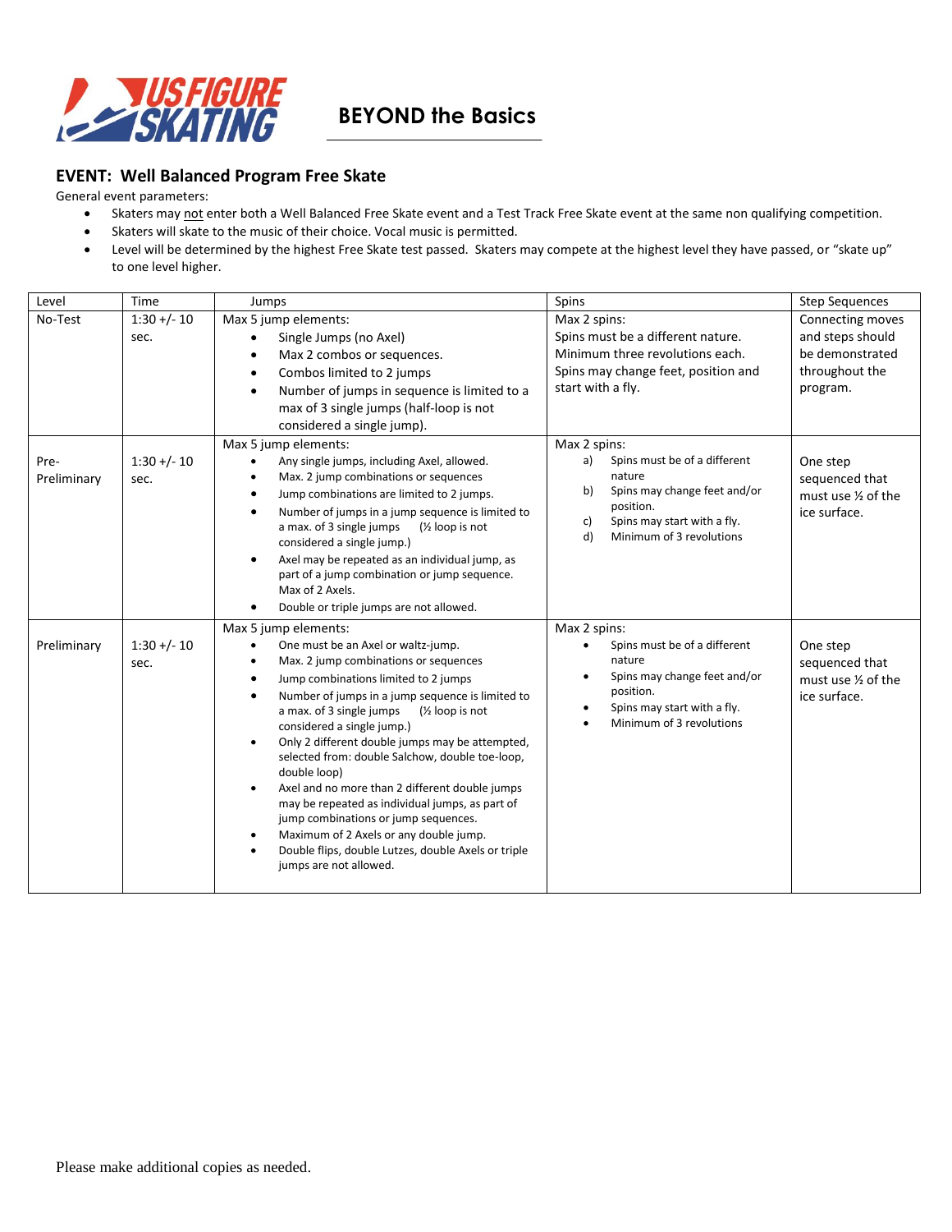# BEYOND the Basics

## EVENT: Well Balanced Program Free Skate

General event parameters:

- Skaters may not enter both a Well Balanced Free Skate event and a Test Track Free Skate event at the same non qualifying competition.
- Skaters will skate to the music of their choice. Vocal music is permitted.
- Level will be determined by the highest Free Skate test passed. Skaters may compete at the highest level they have passed, or "skate up" to one level higher.

| Level | Time | Jumps | Spins | Step Sequences |
|---|---|---|---|---|
| No-Test | 1:30 +/- 10 sec. | Max 5 jump elements:<br>• Single Jumps (no Axel)<br>• Max 2 combos or sequences.<br>• Combos limited to 2 jumps<br>• Number of jumps in sequence is limited to a max of 3 single jumps (half-loop is not considered a single jump). | Max 2 spins:<br>Spins must be a different nature.<br>Minimum three revolutions each.<br>Spins may change feet, position and start with a fly. | Connecting moves and steps should be demonstrated throughout the program. |
| Pre-Preliminary | 1:30 +/- 10 sec. | Max 5 jump elements:<br>• Any single jumps, including Axel, allowed.<br>• Max. 2 jump combinations or sequences<br>• Jump combinations are limited to 2 jumps.<br>• Number of jumps in a jump sequence is limited to a max. of 3 single jumps (½ loop is not considered a single jump.)<br>• Axel may be repeated as an individual jump, as part of a jump combination or jump sequence. Max of 2 Axels.<br>• Double or triple jumps are not allowed. | Max 2 spins:<br>a) Spins must be of a different nature<br>b) Spins may change feet and/or position.<br>c) Spins may start with a fly.<br>d) Minimum of 3 revolutions | One step sequenced that must use ½ of the ice surface. |
| Preliminary | 1:30 +/- 10 sec. | Max 5 jump elements:<br>• One must be an Axel or waltz-jump.<br>• Max. 2 jump combinations or sequences<br>• Jump combinations limited to 2 jumps<br>• Number of jumps in a jump sequence is limited to a max. of 3 single jumps (½ loop is not considered a single jump.)<br>• Only 2 different double jumps may be attempted, selected from: double Salchow, double toe-loop, double loop)<br>• Axel and no more than 2 different double jumps may be repeated as individual jumps, as part of jump combinations or jump sequences.<br>• Maximum of 2 Axels or any double jump.<br>• Double flips, double Lutzes, double Axels or triple jumps are not allowed. | Max 2 spins:<br>• Spins must be of a different nature<br>• Spins may change feet and/or position.<br>• Spins may start with a fly.<br>• Minimum of 3 revolutions | One step sequenced that must use ½ of the ice surface. |

Please make additional copies as needed.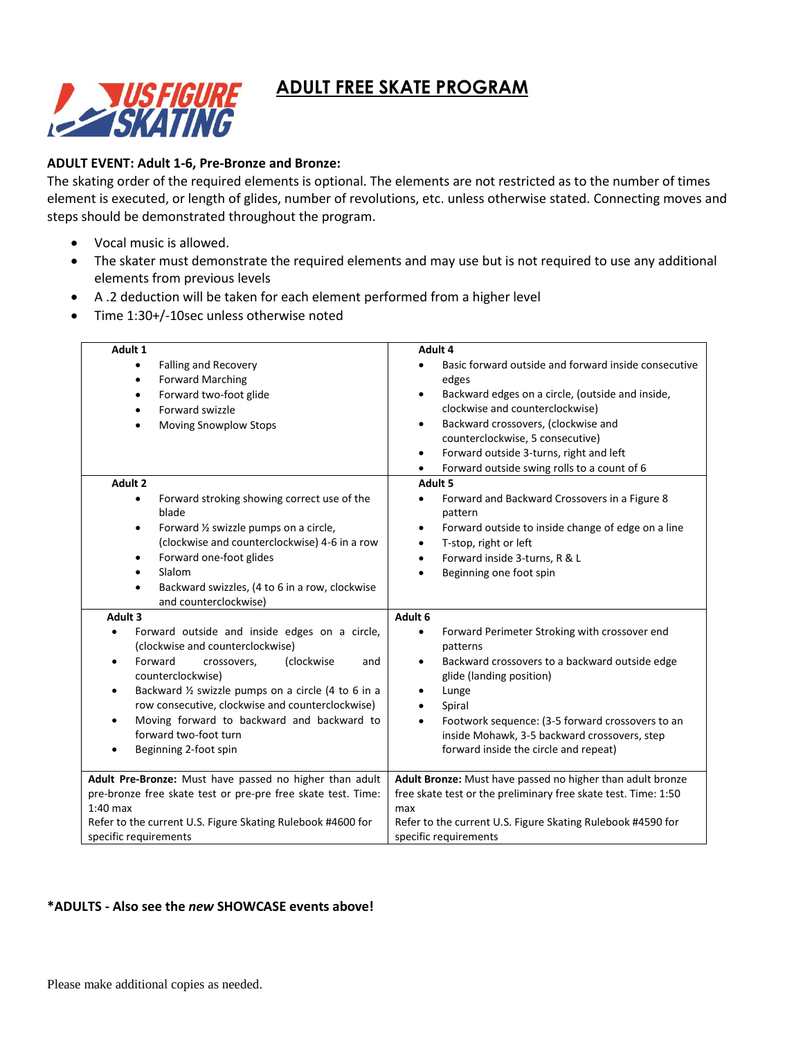# ADULT FREE SKATE PROGRAM

**ADULT EVENT: Adult 1-6, Pre-Bronze and Bronze:**

The skating order of the required elements is optional. The elements are not restricted as to the number of times element is executed, or length of glides, number of revolutions, etc. unless otherwise stated. Connecting moves and steps should be demonstrated throughout the program.

- Vocal music is allowed.
- The skater must demonstrate the required elements and may use but is not required to use any additional elements from previous levels
- A .2 deduction will be taken for each element performed from a higher level
- Time 1:30+/-10sec unless otherwise noted

| | |
|---|---|
| **Adult 1**<br>• Falling and Recovery<br>• Forward Marching<br>• Forward two-foot glide<br>• Forward swizzle<br>• Moving Snowplow Stops | **Adult 4**<br>• Basic forward outside and forward inside consecutive edges<br>• Backward edges on a circle, (outside and inside, clockwise and counterclockwise)<br>• Backward crossovers, (clockwise and counterclockwise, 5 consecutive)<br>• Forward outside 3-turns, right and left<br>• Forward outside swing rolls to a count of 6 |
| **Adult 2**<br>• Forward stroking showing correct use of the blade<br>• Forward ½ swizzle pumps on a circle, (clockwise and counterclockwise) 4-6 in a row<br>• Forward one-foot glides<br>• Slalom<br>• Backward swizzles, (4 to 6 in a row, clockwise and counterclockwise) | **Adult 5**<br>• Forward and Backward Crossovers in a Figure 8 pattern<br>• Forward outside to inside change of edge on a line<br>• T-stop, right or left<br>• Forward inside 3-turns, R & L<br>• Beginning one foot spin |
| **Adult 3**<br>• Forward outside and inside edges on a circle, (clockwise and counterclockwise)<br>• Forward crossovers, (clockwise and counterclockwise)<br>• Backward ½ swizzle pumps on a circle (4 to 6 in a row consecutive, clockwise and counterclockwise)<br>• Moving forward to backward and backward to forward two-foot turn<br>• Beginning 2-foot spin | **Adult 6**<br>• Forward Perimeter Stroking with crossover end patterns<br>• Backward crossovers to a backward outside edge glide (landing position)<br>• Lunge<br>• Spiral<br>• Footwork sequence: (3-5 forward crossovers to an inside Mohawk, 3-5 backward crossovers, step forward inside the circle and repeat) |
| **Adult Pre-Bronze:** Must have passed no higher than adult pre-bronze free skate test or pre-pre free skate test. Time: 1:40 max<br>Refer to the current U.S. Figure Skating Rulebook #4600 for specific requirements | **Adult Bronze:** Must have passed no higher than adult bronze free skate test or the preliminary free skate test. Time: 1:50 max<br>Refer to the current U.S. Figure Skating Rulebook #4590 for specific requirements |

**\*ADULTS - Also see the *new* SHOWCASE events above!**

Please make additional copies as needed.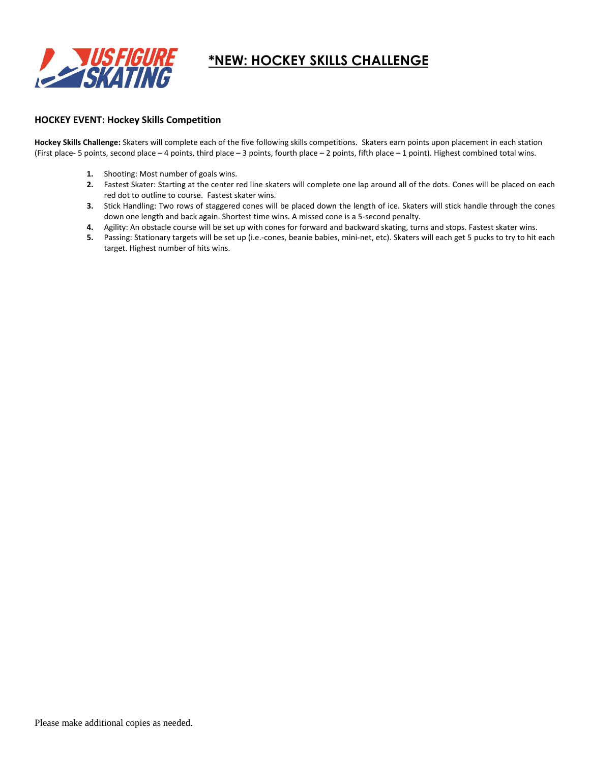# *NEW: HOCKEY SKILLS CHALLENGE

**HOCKEY EVENT: Hockey Skills Competition**

**Hockey Skills Challenge:** Skaters will complete each of the five following skills competitions. Skaters earn points upon placement in each station (First place- 5 points, second place – 4 points, third place – 3 points, fourth place – 2 points, fifth place – 1 point). Highest combined total wins.

1. Shooting: Most number of goals wins.
2. Fastest Skater: Starting at the center red line skaters will complete one lap around all of the dots. Cones will be placed on each red dot to outline to course. Fastest skater wins.
3. Stick Handling: Two rows of staggered cones will be placed down the length of ice. Skaters will stick handle through the cones down one length and back again. Shortest time wins. A missed cone is a 5-second penalty.
4. Agility: An obstacle course will be set up with cones for forward and backward skating, turns and stops. Fastest skater wins.
5. Passing: Stationary targets will be set up (i.e.-cones, beanie babies, mini-net, etc). Skaters will each get 5 pucks to try to hit each target. Highest number of hits wins.

Please make additional copies as needed.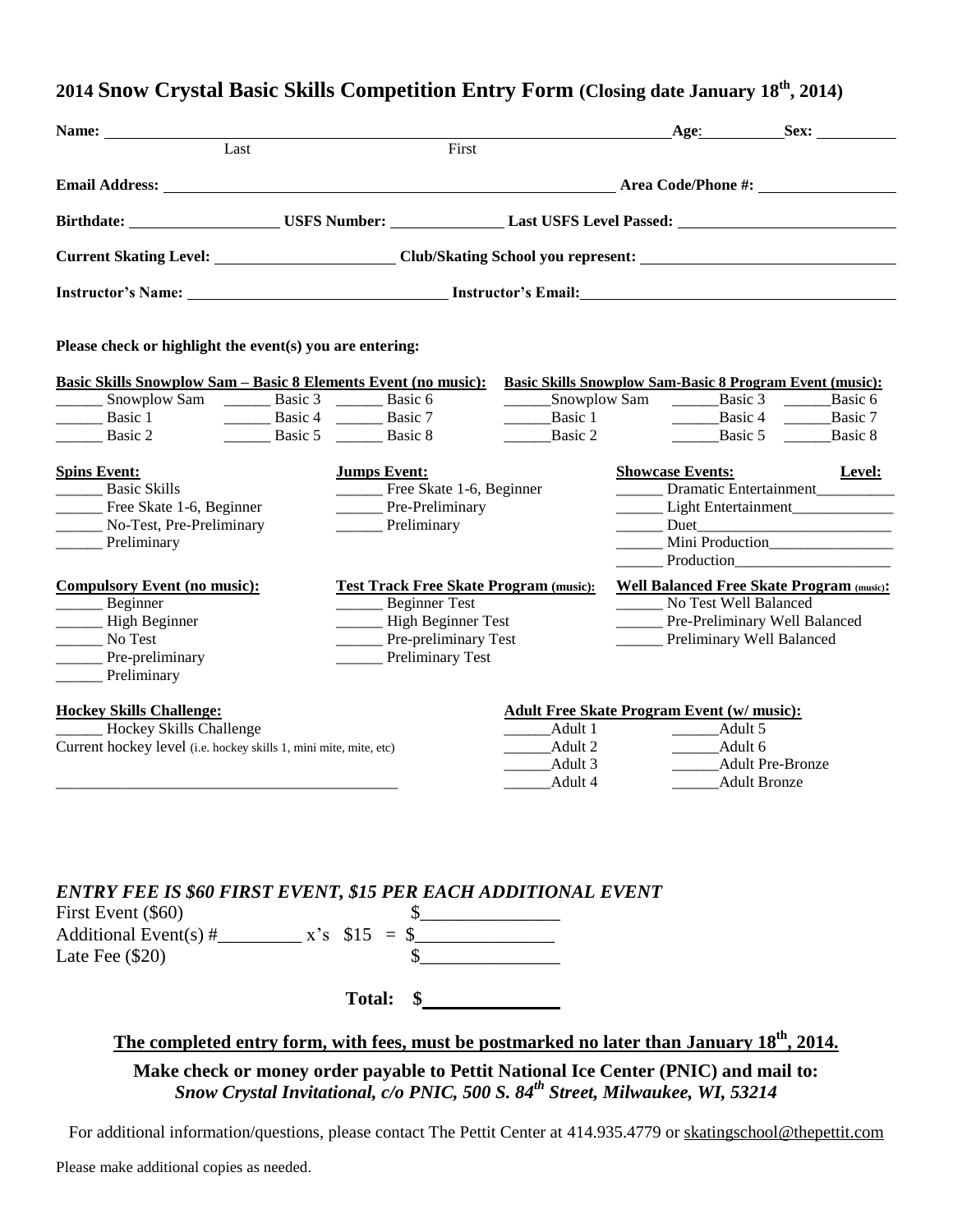## 2014 Snow Crystal Basic Skills Competition Entry Form (Closing date January 18th, 2014)

**Name:** ______________________________ (Last) ______________________________ (First) **Age**: __________ **Sex:** __________

**Email Address:** ______________________________ **Area Code/Phone #:** ______________

**Birthdate:** ______________ **USFS Number:** ______________ **Last USFS Level Passed:** ______________

**Current Skating Level:** ______________ **Club/Skating School you represent:** ______________

**Instructor's Name:** ______________ **Instructor's Email:** ______________

**Please check or highlight the event(s) you are entering:**

**Basic Skills Snowplow Sam – Basic 8 Elements Event (no music):**

______ Snowplow Sam ______ Basic 3 ______ Basic 6
______ Basic 1 ______ Basic 4 ______ Basic 7
______ Basic 2 ______ Basic 5 ______ Basic 8

**Basic Skills Snowplow Sam-Basic 8 Program Event (music):**

______Snowplow Sam ______Basic 3 ______Basic 6
______Basic 1 ______Basic 4 ______Basic 7
______Basic 2 ______Basic 5 ______Basic 8

**Spins Event:**

______ Basic Skills
______ Free Skate 1-6, Beginner
______ No-Test, Pre-Preliminary
______ Preliminary

**Jumps Event:**

______ Free Skate 1-6, Beginner
______ Pre-Preliminary
______ Preliminary

**Showcase Events:** **Level:**

______ Dramatic Entertainment__________
______ Light Entertainment____________
______ Duet________________________
______ Mini Production________________
______ Production____________________

**Compulsory Event (no music):**

______ Beginner
______ High Beginner
______ No Test
______ Pre-preliminary
______ Preliminary

**Test Track Free Skate Program (music):**

______ Beginner Test
______ High Beginner Test
______ Pre-preliminary Test
______ Preliminary Test

**Well Balanced Free Skate Program (music):**

______ No Test Well Balanced
______ Pre-Preliminary Well Balanced
______ Preliminary Well Balanced

**Hockey Skills Challenge:**

______ Hockey Skills Challenge
Current hockey level (i.e. hockey skills 1, mini mite, mite, etc)

____________________________________________

**Adult Free Skate Program Event (w/ music):**

______Adult 1 ______Adult 5
______Adult 2 ______Adult 6
______Adult 3 ______Adult Pre-Bronze
______Adult 4 ______Adult Bronze

***ENTRY FEE IS $60 FIRST EVENT, $15 PER EACH ADDITIONAL EVENT***

First Event ($60) $______________
Additional Event(s) #_________ x's $15 = $______________
Late Fee ($20) $______________

**Total: $______________**

**<u>The completed entry form, with fees, must be postmarked no later than January 18th, 2014.</u>**

**Make check or money order payable to Pettit National Ice Center (PNIC) and mail to:**
***Snow Crystal Invitational, c/o PNIC, 500 S. 84th Street, Milwaukee, WI, 53214***

For additional information/questions, please contact The Pettit Center at 414.935.4779 or skatingschool@thepettit.com

Please make additional copies as needed.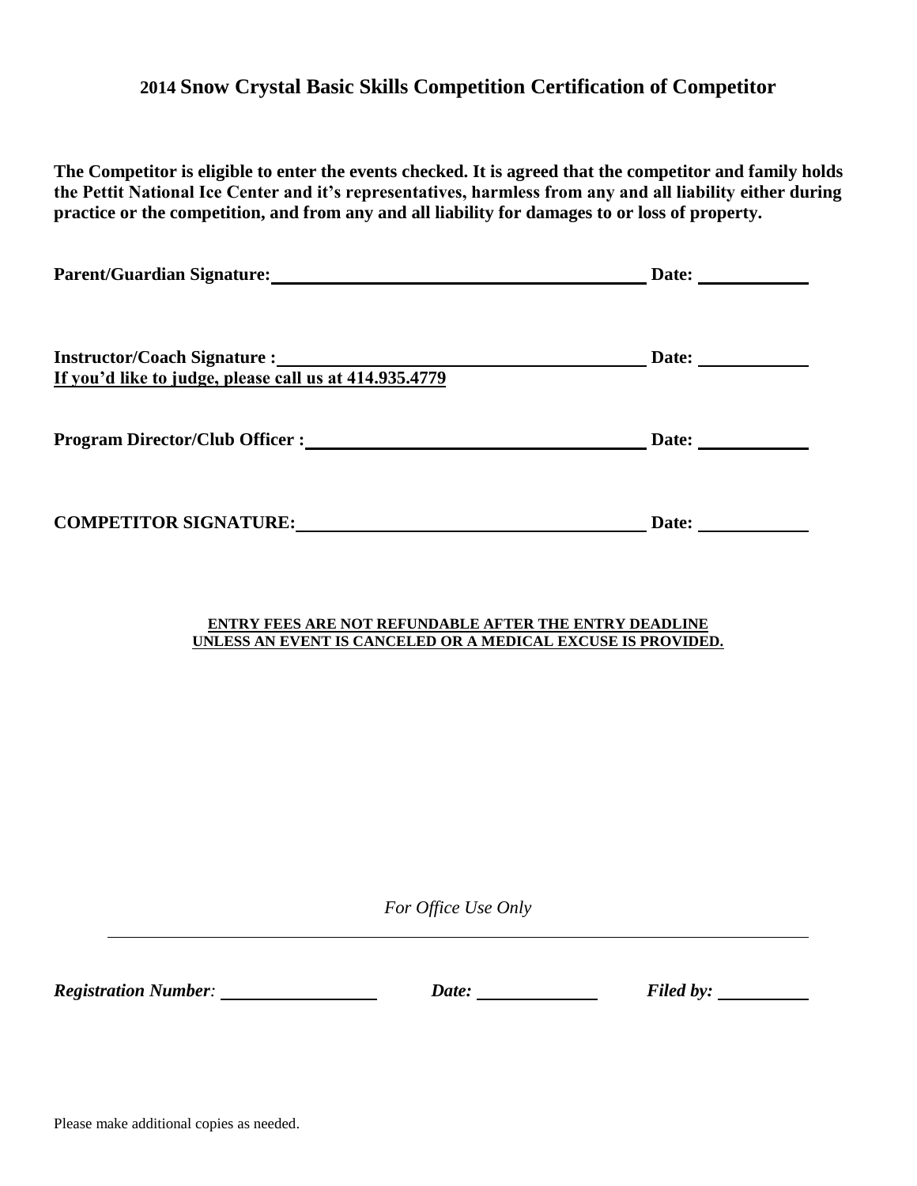# 2014 Snow Crystal Basic Skills Competition Certification of Competitor

**The Competitor is eligible to enter the events checked. It is agreed that the competitor and family holds the Pettit National Ice Center and it's representatives, harmless from any and all liability either during practice or the competition, and from any and all liability for damages to or loss of property.**

**Parent/Guardian Signature:** ________________________________________ **Date:** ____________

**Instructor/Coach Signature :** ________________________________________ **Date:** ____________
**If you'd like to judge, please call us at 414.935.4779**

**Program Director/Club Officer :** ____________________________________ **Date:** ____________

**COMPETITOR SIGNATURE:** ____________________________________ **Date:** ____________

**ENTRY FEES ARE NOT REFUNDABLE AFTER THE ENTRY DEADLINE UNLESS AN EVENT IS CANCELED OR A MEDICAL EXCUSE IS PROVIDED.**

*For Office Use Only*

---

***Registration Number:*** ________________ ***Date:*** ____________ ***Filed by:*** __________

Please make additional copies as needed.